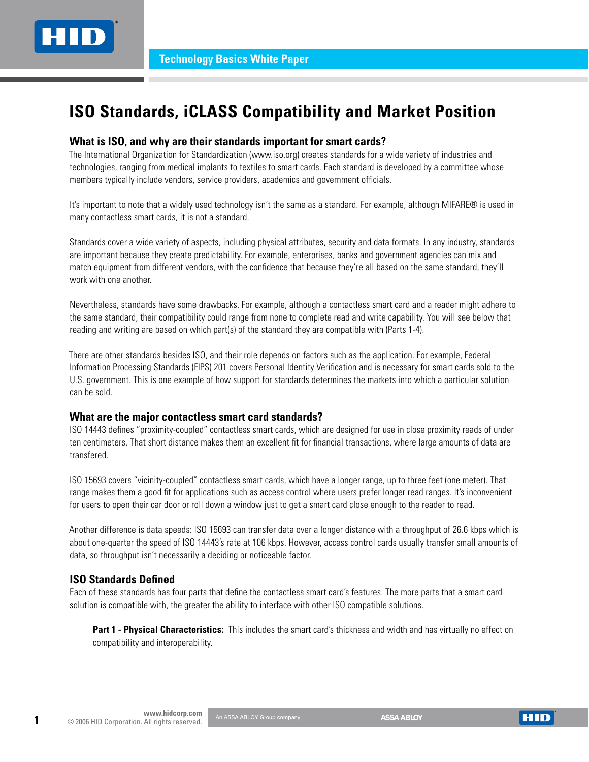Technology Basics White Paper

# ISO Standards, iCLASS Compatibility and Market Position

## What is ISO, and why are their standards important for smart cards?

The International Organization for Standardization (www.iso.org) creates standards for a wide variety of industries and technologies, ranging from medical implants to textiles to smart cards. Each standard is developed by a committee whose members typically include vendors, service providers, academics and government officials.

It's important to note that a widely used technology isn't the same as a standard. For example, although MIFARE® is used in many contactless smart cards, it is not a standard.

Standards cover a wide variety of aspects, including physical attributes, security and data formats. In any industry, standards are important because they create predictability. For example, enterprises, banks and government agencies can mix and match equipment from different vendors, with the confidence that because they're all based on the same standard, they'll work with one another.

Nevertheless, standards have some drawbacks. For example, although a contactless smart card and a reader might adhere to the same standard, their compatibility could range from none to complete read and write capability. You will see below that reading and writing are based on which part(s) of the standard they are compatible with (Parts 1-4).

There are other standards besides ISO, and their role depends on factors such as the application. For example, Federal Information Processing Standards (FIPS) 201 covers Personal Identity Verification and is necessary for smart cards sold to the U.S. government. This is one example of how support for standards determines the markets into which a particular solution can be sold.

## What are the major contactless smart card standards?

ISO 14443 defines "proximity-coupled" contactless smart cards, which are designed for use in close proximity reads of under ten centimeters. That short distance makes them an excellent fit for financial transactions, where large amounts of data are transfered.

ISO 15693 covers "vicinity-coupled" contactless smart cards, which have a longer range, up to three feet (one meter). That range makes them a good fit for applications such as access control where users prefer longer read ranges. It's inconvenient for users to open their car door or roll down a window just to get a smart card close enough to the reader to read.

Another difference is data speeds: ISO 15693 can transfer data over a longer distance with a throughput of 26.6 kbps which is about one-quarter the speed of ISO 14443's rate at 106 kbps. However, access control cards usually transfer small amounts of data, so throughput isn't necessarily a deciding or noticeable factor.

## ISO Standards Defined

Each of these standards has four parts that define the contactless smart card's features. The more parts that a smart card solution is compatible with, the greater the ability to interface with other ISO compatible solutions.

**Part 1 - Physical Characteristics:** This includes the smart card's thickness and width and has virtually no effect on compatibility and interoperability.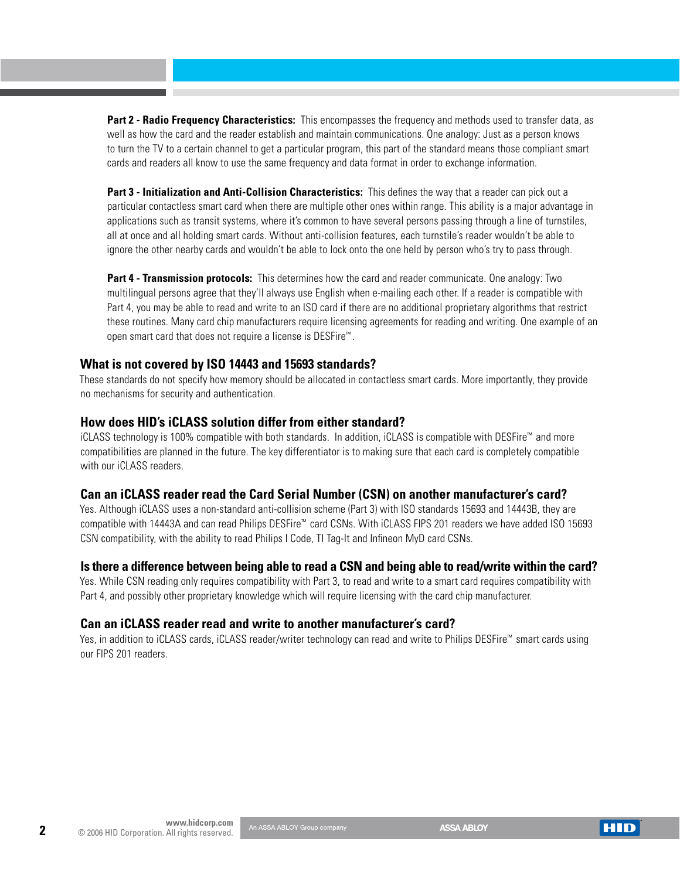**Part 2 - Radio Frequency Characteristics:** This encompasses the frequency and methods used to transfer data, as well as how the card and the reader establish and maintain communications. One analogy: Just as a person knows to turn the TV to a certain channel to get a particular program, this part of the standard means those compliant smart cards and readers all know to use the same frequency and data format in order to exchange information.

**Part 3 - Initialization and Anti-Collision Characteristics:** This defines the way that a reader can pick out a particular contactless smart card when there are multiple other ones within range. This ability is a major advantage in applications such as transit systems, where it's common to have several persons passing through a line of turnstiles, all at once and all holding smart cards. Without anti-collision features, each turnstile's reader wouldn't be able to ignore the other nearby cards and wouldn't be able to lock onto the one held by person who's try to pass through.

**Part 4 - Transmission protocols:** This determines how the card and reader communicate. One analogy: Two multilingual persons agree that they'll always use English when e-mailing each other. If a reader is compatible with Part 4, you may be able to read and write to an ISO card if there are no additional proprietary algorithms that restrict these routines. Many card chip manufacturers require licensing agreements for reading and writing. One example of an open smart card that does not require a license is DESFire™.

## What is not covered by ISO 14443 and 15693 standards?

These standards do not specify how memory should be allocated in contactless smart cards. More importantly, they provide no mechanisms for security and authentication.

## How does HID's iCLASS solution differ from either standard?

iCLASS technology is 100% compatible with both standards. In addition, iCLASS is compatible with DESFire™ and more compatibilities are planned in the future. The key differentiator is to making sure that each card is completely compatible with our iCLASS readers.

## Can an iCLASS reader read the Card Serial Number (CSN) on another manufacturer's card?

Yes. Although iCLASS uses a non-standard anti-collision scheme (Part 3) with ISO standards 15693 and 14443B, they are compatible with 14443A and can read Philips DESFire™ card CSNs. With iCLASS FIPS 201 readers we have added ISO 15693 CSN compatibility, with the ability to read Philips I Code, TI Tag-It and Infineon MyD card CSNs.

## Is there a difference between being able to read a CSN and being able to read/write within the card?

Yes. While CSN reading only requires compatibility with Part 3, to read and write to a smart card requires compatibility with Part 4, and possibly other proprietary knowledge which will require licensing with the card chip manufacturer.

## Can an iCLASS reader read and write to another manufacturer's card?

Yes, in addition to iCLASS cards, iCLASS reader/writer technology can read and write to Philips DESFire™ smart cards using our FIPS 201 readers.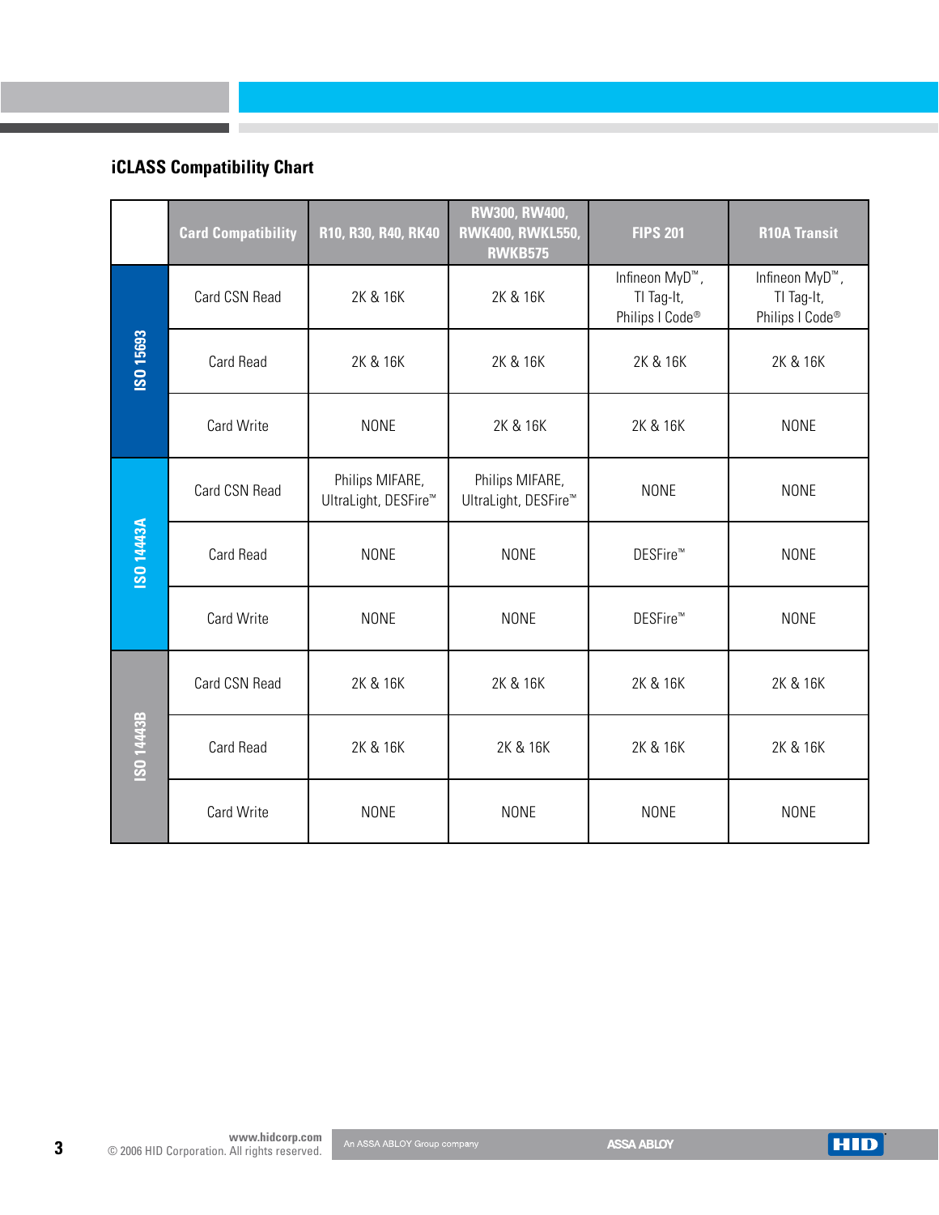### iCLASS Compatibility Chart

| | Card Compatibility | R10, R30, R40, RK40 | RW300, RW400, RWK400, RWKL550, RWKB575 | FIPS 201 | R10A Transit |
|---|---|---|---|---|---|
| ISO 15693 | Card CSN Read | 2K & 16K | 2K & 16K | Infineon MyD™, TI Tag-It, Philips I Code® | Infineon MyD™, TI Tag-It, Philips I Code® |
| | Card Read | 2K & 16K | 2K & 16K | 2K & 16K | 2K & 16K |
| | Card Write | NONE | 2K & 16K | 2K & 16K | NONE |
| ISO 14443A | Card CSN Read | Philips MIFARE, UltraLight, DESFire™ | Philips MIFARE, UltraLight, DESFire™ | NONE | NONE |
| | Card Read | NONE | NONE | DESFire™ | NONE |
| | Card Write | NONE | NONE | DESFire™ | NONE |
| ISO 14443B | Card CSN Read | 2K & 16K | 2K & 16K | 2K & 16K | 2K & 16K |
| | Card Read | 2K & 16K | 2K & 16K | 2K & 16K | 2K & 16K |
| | Card Write | NONE | NONE | NONE | NONE |

www.hidcorp.com
© 2006 HID Corporation. All rights reserved.

An ASSA ABLOY Group company

ASSA ABLOY

HID